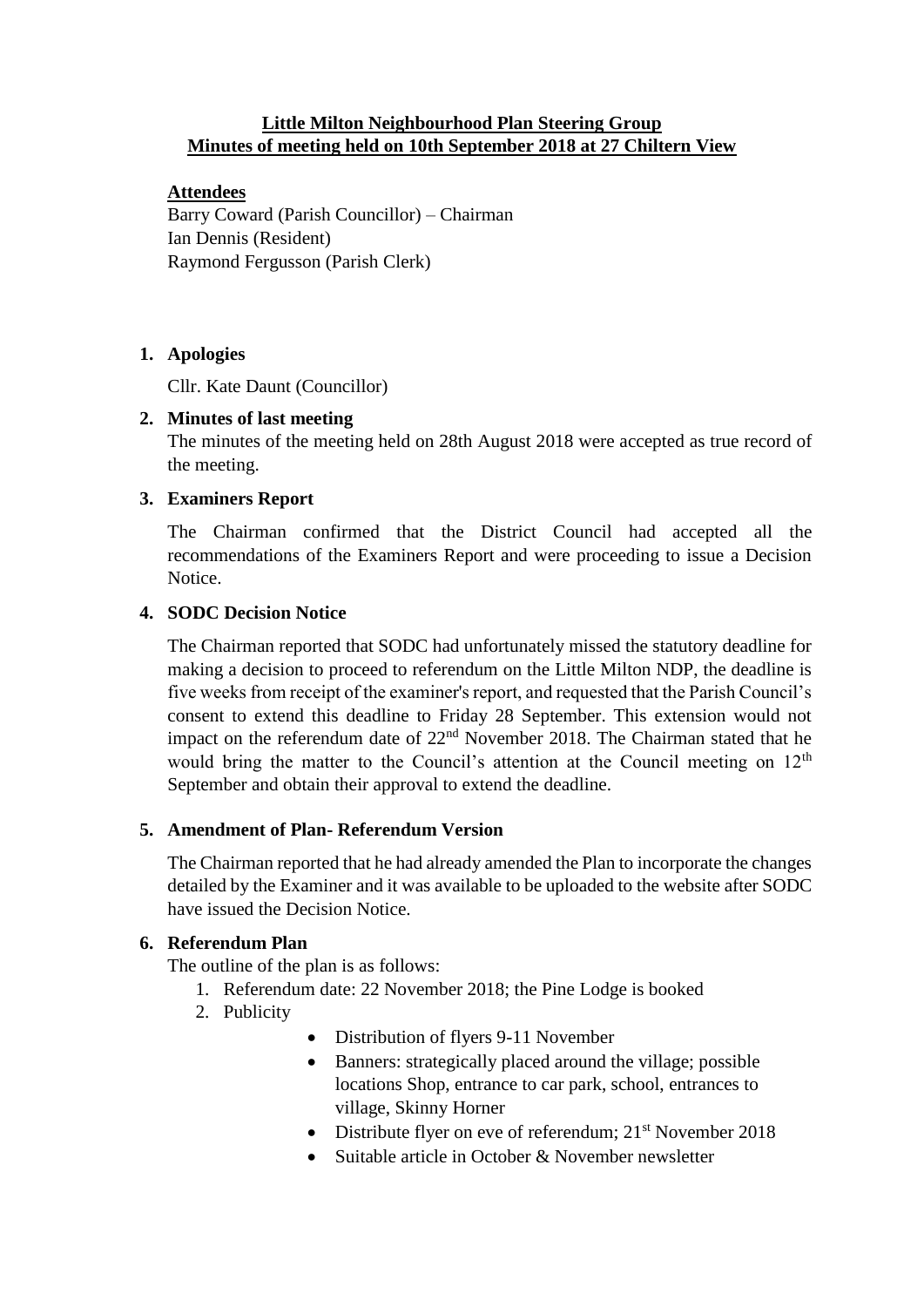**Little Milton Neighbourhood Plan Steering Group**
**Minutes of meeting held on 10th September 2018 at 27 Chiltern View**

**Attendees**

Barry Coward (Parish Councillor) – Chairman
Ian Dennis (Resident)
Raymond Fergusson (Parish Clerk)

1. **Apologies**

   Cllr. Kate Daunt (Councillor)

2. **Minutes of last meeting**

   The minutes of the meeting held on 28th August 2018 were accepted as true record of the meeting.

3. **Examiners Report**

   The Chairman confirmed that the District Council had accepted all the recommendations of the Examiners Report and were proceeding to issue a Decision Notice.

4. **SODC Decision Notice**

   The Chairman reported that SODC had unfortunately missed the statutory deadline for making a decision to proceed to referendum on the Little Milton NDP, the deadline is five weeks from receipt of the examiner's report, and requested that the Parish Council's consent to extend this deadline to Friday 28 September. This extension would not impact on the referendum date of 22nd November 2018. The Chairman stated that he would bring the matter to the Council's attention at the Council meeting on 12th September and obtain their approval to extend the deadline.

5. **Amendment of Plan- Referendum Version**

   The Chairman reported that he had already amended the Plan to incorporate the changes detailed by the Examiner and it was available to be uploaded to the website after SODC have issued the Decision Notice.

6. **Referendum Plan**

   The outline of the plan is as follows:

   1. Referendum date: 22 November 2018; the Pine Lodge is booked
   2. Publicity
      - Distribution of flyers 9-11 November
      - Banners: strategically placed around the village; possible locations Shop, entrance to car park, school, entrances to village, Skinny Horner
      - Distribute flyer on eve of referendum; 21st November 2018
      - Suitable article in October & November newsletter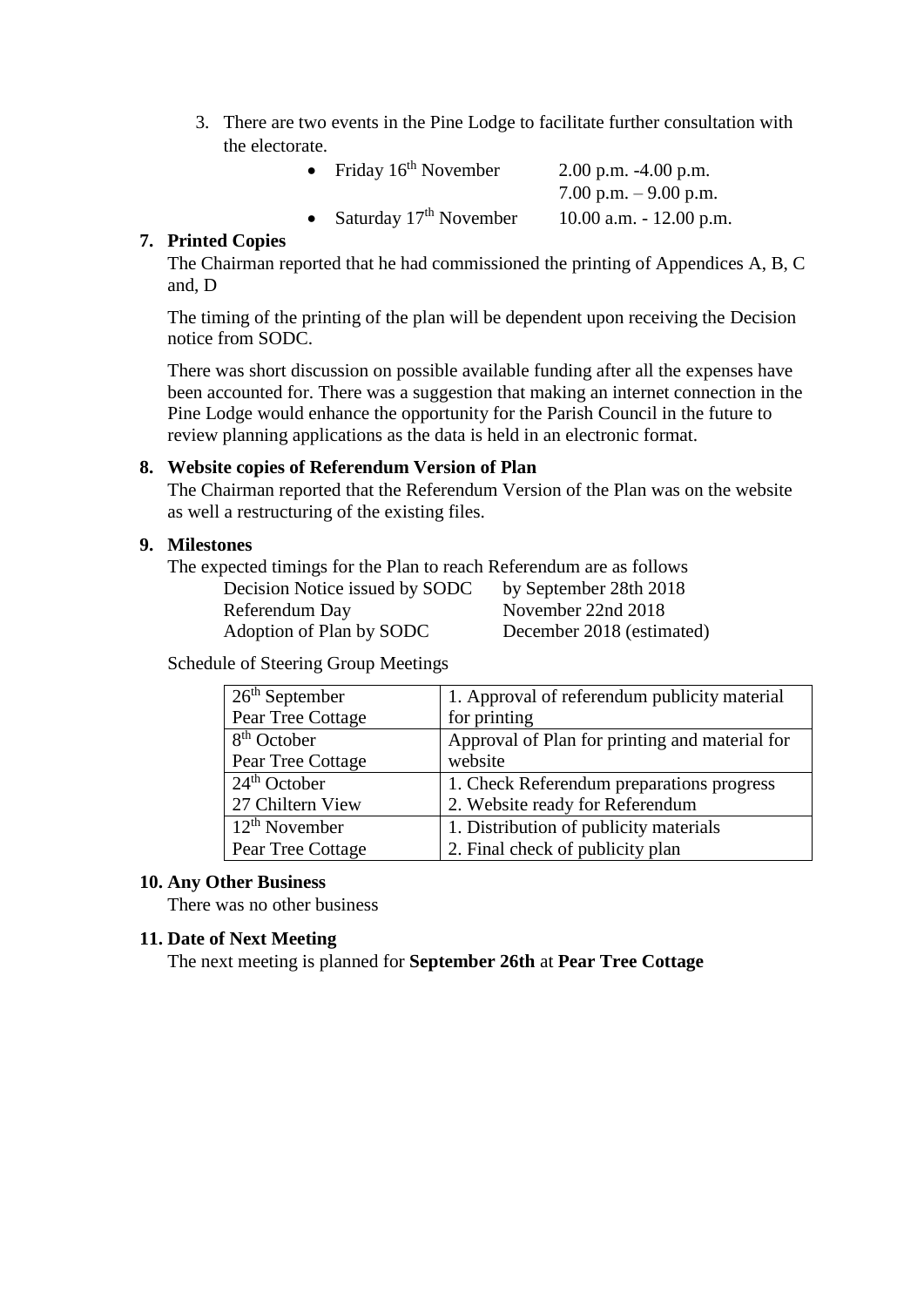3. There are two events in the Pine Lodge to facilitate further consultation with the electorate.
   - Friday 16th November 2.00 p.m. -4.00 p.m.
     7.00 p.m. – 9.00 p.m.
   - Saturday 17th November 10.00 a.m. - 12.00 p.m.

**7. Printed Copies**

The Chairman reported that he had commissioned the printing of Appendices A, B, C and, D

The timing of the printing of the plan will be dependent upon receiving the Decision notice from SODC.

There was short discussion on possible available funding after all the expenses have been accounted for. There was a suggestion that making an internet connection in the Pine Lodge would enhance the opportunity for the Parish Council in the future to review planning applications as the data is held in an electronic format.

**8. Website copies of Referendum Version of Plan**

The Chairman reported that the Referendum Version of the Plan was on the website as well a restructuring of the existing files.

**9. Milestones**

The expected timings for the Plan to reach Referendum are as follows

| | |
|---|---|
| Decision Notice issued by SODC | by September 28th 2018 |
| Referendum Day | November 22nd 2018 |
| Adoption of Plan by SODC | December 2018 (estimated) |

Schedule of Steering Group Meetings

| | |
|---|---|
| 26th September<br>Pear Tree Cottage | 1. Approval of referendum publicity material for printing |
| 8th October<br>Pear Tree Cottage | Approval of Plan for printing and material for website |
| 24th October<br>27 Chiltern View | 1. Check Referendum preparations progress<br>2. Website ready for Referendum |
| 12th November<br>Pear Tree Cottage | 1. Distribution of publicity materials<br>2. Final check of publicity plan |

**10. Any Other Business**

There was no other business

**11. Date of Next Meeting**

The next meeting is planned for **September 26th** at **Pear Tree Cottage**